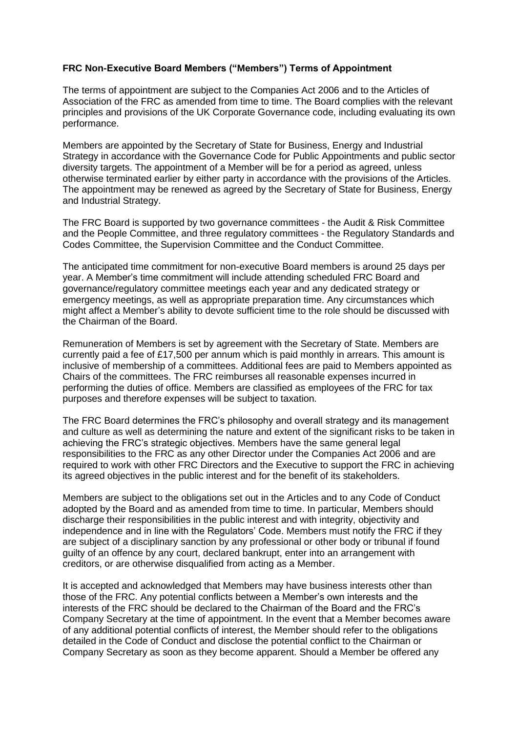**FRC Non-Executive Board Members ("Members") Terms of Appointment**

The terms of appointment are subject to the Companies Act 2006 and to the Articles of Association of the FRC as amended from time to time. The Board complies with the relevant principles and provisions of the UK Corporate Governance code, including evaluating its own performance.

Members are appointed by the Secretary of State for Business, Energy and Industrial Strategy in accordance with the Governance Code for Public Appointments and public sector diversity targets. The appointment of a Member will be for a period as agreed, unless otherwise terminated earlier by either party in accordance with the provisions of the Articles. The appointment may be renewed as agreed by the Secretary of State for Business, Energy and Industrial Strategy.

The FRC Board is supported by two governance committees - the Audit & Risk Committee and the People Committee, and three regulatory committees - the Regulatory Standards and Codes Committee, the Supervision Committee and the Conduct Committee.

The anticipated time commitment for non-executive Board members is around 25 days per year. A Member's time commitment will include attending scheduled FRC Board and governance/regulatory committee meetings each year and any dedicated strategy or emergency meetings, as well as appropriate preparation time. Any circumstances which might affect a Member's ability to devote sufficient time to the role should be discussed with the Chairman of the Board.

Remuneration of Members is set by agreement with the Secretary of State. Members are currently paid a fee of £17,500 per annum which is paid monthly in arrears. This amount is inclusive of membership of a committees. Additional fees are paid to Members appointed as Chairs of the committees. The FRC reimburses all reasonable expenses incurred in performing the duties of office. Members are classified as employees of the FRC for tax purposes and therefore expenses will be subject to taxation.

The FRC Board determines the FRC's philosophy and overall strategy and its management and culture as well as determining the nature and extent of the significant risks to be taken in achieving the FRC's strategic objectives. Members have the same general legal responsibilities to the FRC as any other Director under the Companies Act 2006 and are required to work with other FRC Directors and the Executive to support the FRC in achieving its agreed objectives in the public interest and for the benefit of its stakeholders.

Members are subject to the obligations set out in the Articles and to any Code of Conduct adopted by the Board and as amended from time to time. In particular, Members should discharge their responsibilities in the public interest and with integrity, objectivity and independence and in line with the Regulators' Code. Members must notify the FRC if they are subject of a disciplinary sanction by any professional or other body or tribunal if found guilty of an offence by any court, declared bankrupt, enter into an arrangement with creditors, or are otherwise disqualified from acting as a Member.

It is accepted and acknowledged that Members may have business interests other than those of the FRC. Any potential conflicts between a Member's own interests and the interests of the FRC should be declared to the Chairman of the Board and the FRC's Company Secretary at the time of appointment. In the event that a Member becomes aware of any additional potential conflicts of interest, the Member should refer to the obligations detailed in the Code of Conduct and disclose the potential conflict to the Chairman or Company Secretary as soon as they become apparent. Should a Member be offered any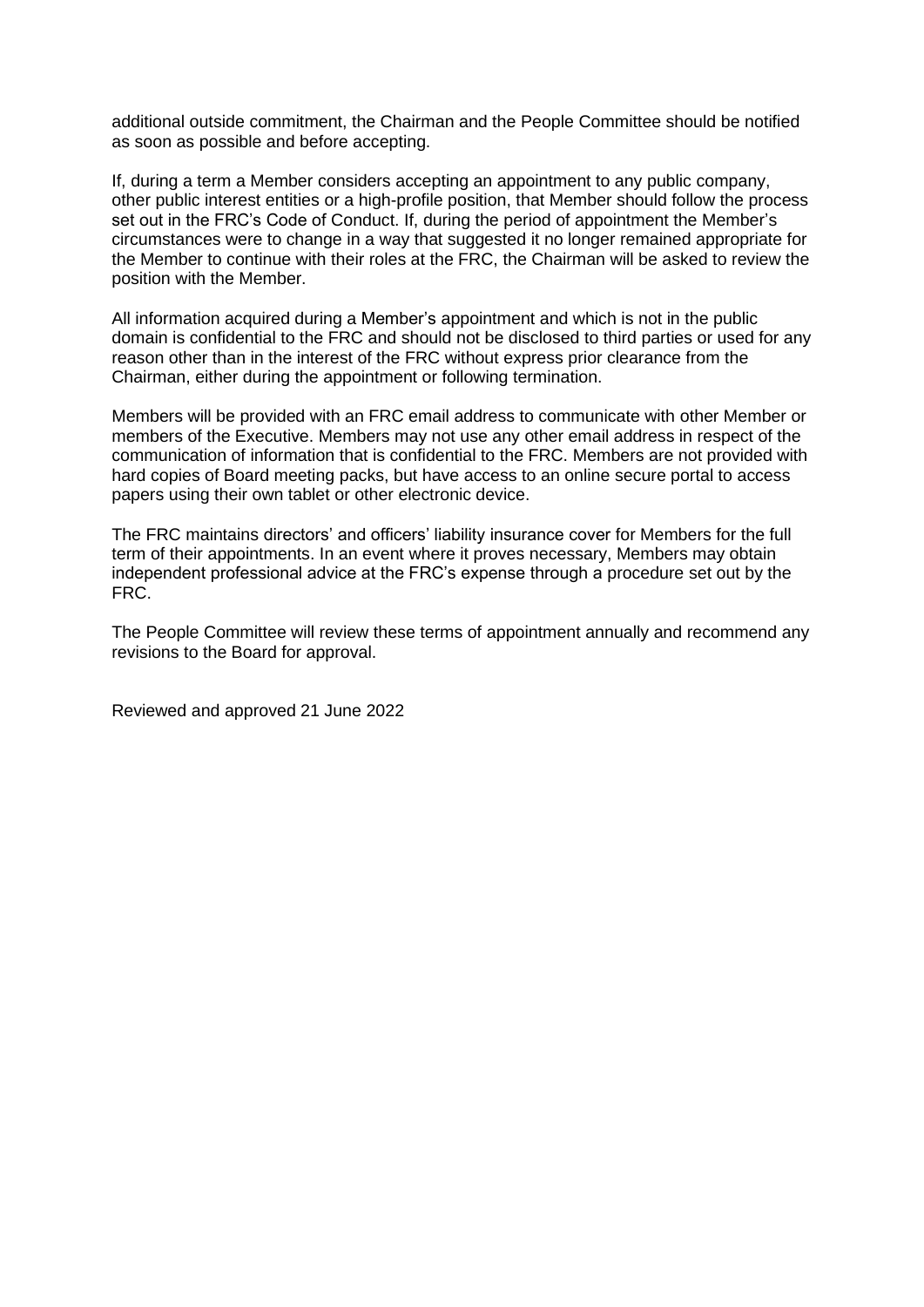additional outside commitment, the Chairman and the People Committee should be notified as soon as possible and before accepting.

If, during a term a Member considers accepting an appointment to any public company, other public interest entities or a high-profile position, that Member should follow the process set out in the FRC's Code of Conduct. If, during the period of appointment the Member's circumstances were to change in a way that suggested it no longer remained appropriate for the Member to continue with their roles at the FRC, the Chairman will be asked to review the position with the Member.

All information acquired during a Member's appointment and which is not in the public domain is confidential to the FRC and should not be disclosed to third parties or used for any reason other than in the interest of the FRC without express prior clearance from the Chairman, either during the appointment or following termination.

Members will be provided with an FRC email address to communicate with other Member or members of the Executive. Members may not use any other email address in respect of the communication of information that is confidential to the FRC. Members are not provided with hard copies of Board meeting packs, but have access to an online secure portal to access papers using their own tablet or other electronic device.

The FRC maintains directors' and officers' liability insurance cover for Members for the full term of their appointments. In an event where it proves necessary, Members may obtain independent professional advice at the FRC's expense through a procedure set out by the FRC.

The People Committee will review these terms of appointment annually and recommend any revisions to the Board for approval.

Reviewed and approved 21 June 2022